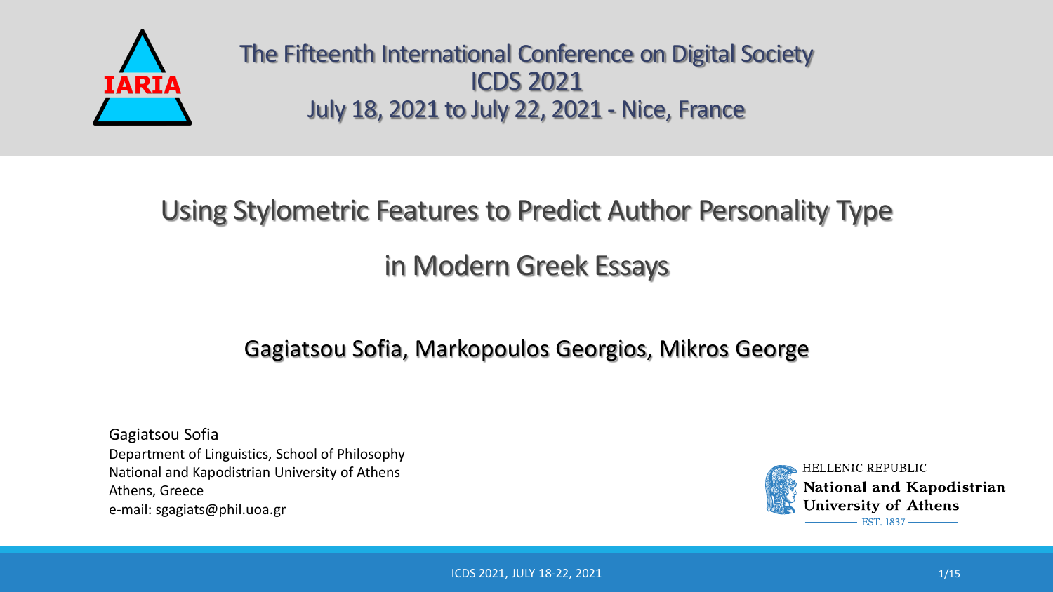The Fifteenth International Conference on Digital Society
ICDS 2021
July 18, 2021 to July 22, 2021 - Nice, France

# Using Stylometric Features to Predict Author Personality Type in Modern Greek Essays

Gagiatsou Sofia, Markopoulos Georgios, Mikros George

---

Gagiatsou Sofia
Department of Linguistics, School of Philosophy
National and Kapodistrian University of Athens
Athens, Greece
e-mail: sgagiats@phil.uoa.gr

HELLENIC REPUBLIC
National and Kapodistrian University of Athens
EST. 1837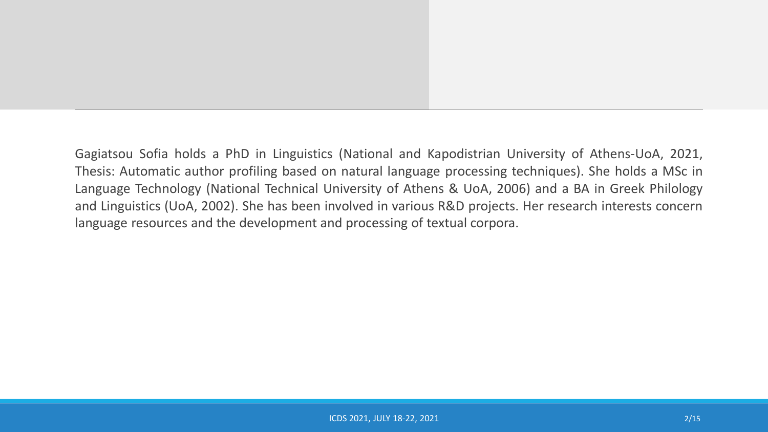Gagiatsou Sofia holds a PhD in Linguistics (National and Kapodistrian University of Athens-UoA, 2021, Thesis: Automatic author profiling based on natural language processing techniques). She holds a MSc in Language Technology (National Technical University of Athens & UoA, 2006) and a BA in Greek Philology and Linguistics (UoA, 2002). She has been involved in various R&D projects. Her research interests concern language resources and the development and processing of textual corpora.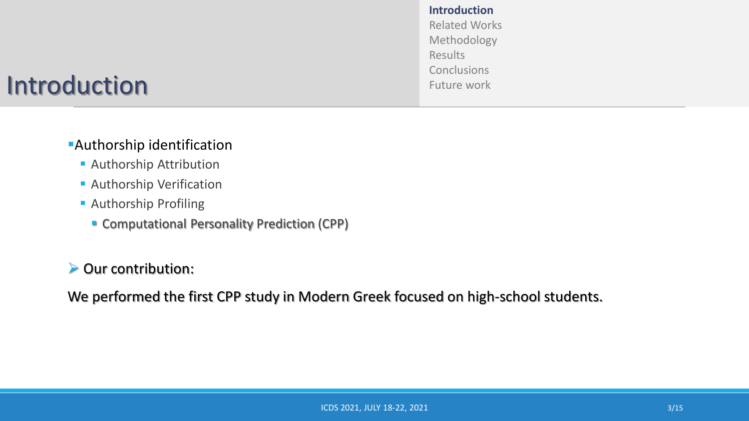# Introduction

- Authorship identification
  - Authorship Attribution
  - Authorship Verification
  - Authorship Profiling
    - Computational Personality Prediction (CPP)

➢ Our contribution:

We performed the first CPP study in Modern Greek focused on high-school students.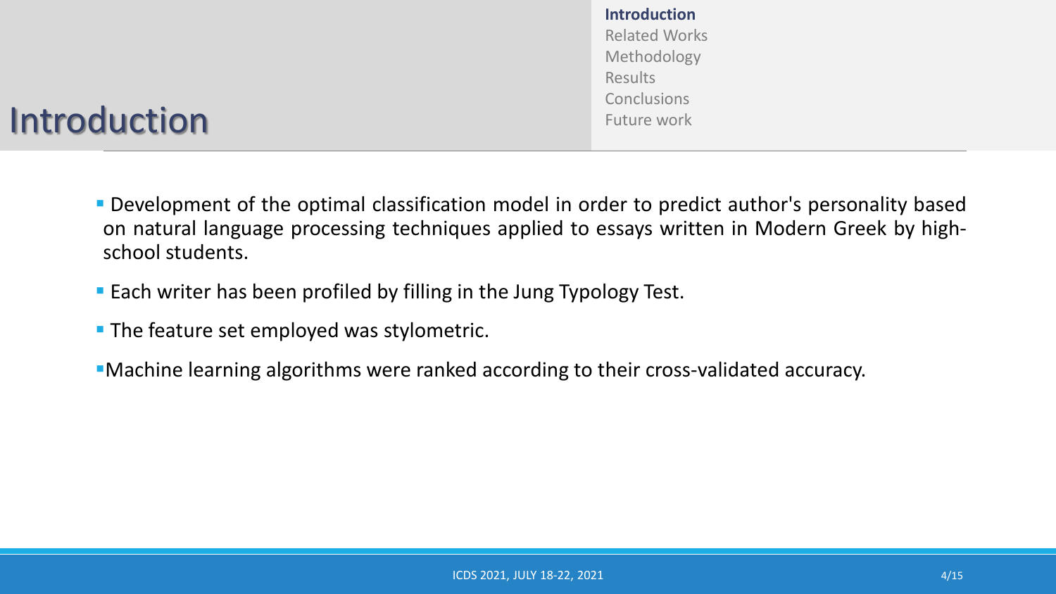# Introduction

- Development of the optimal classification model in order to predict author's personality based on natural language processing techniques applied to essays written in Modern Greek by high-school students.
- Each writer has been profiled by filling in the Jung Typology Test.
- The feature set employed was stylometric.
- Machine learning algorithms were ranked according to their cross-validated accuracy.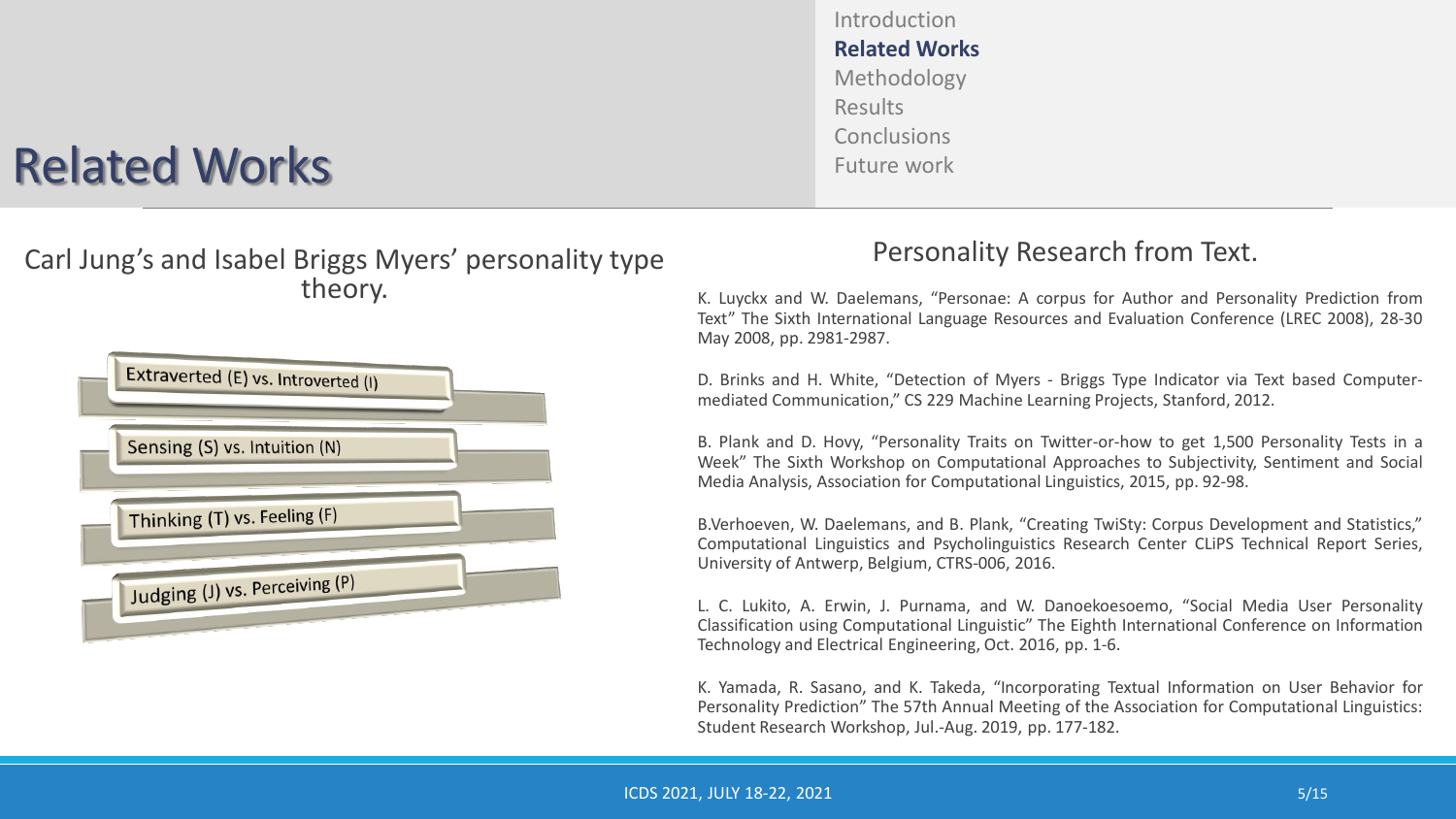# Related Works

Introduction
**Related Works**
Methodology
Results
Conclusions
Future work

## Carl Jung's and Isabel Briggs Myers' personality type theory.

- Extraverted (E) vs. Introverted (I)
- Sensing (S) vs. Intuition (N)
- Thinking (T) vs. Feeling (F)
- Judging (J) vs. Perceiving (P)

## Personality Research from Text.

K. Luyckx and W. Daelemans, "Personae: A corpus for Author and Personality Prediction from Text" The Sixth International Language Resources and Evaluation Conference (LREC 2008), 28-30 May 2008, pp. 2981-2987.

D. Brinks and H. White, "Detection of Myers - Briggs Type Indicator via Text based Computer-mediated Communication," CS 229 Machine Learning Projects, Stanford, 2012.

B. Plank and D. Hovy, "Personality Traits on Twitter-or-how to get 1,500 Personality Tests in a Week" The Sixth Workshop on Computational Approaches to Subjectivity, Sentiment and Social Media Analysis, Association for Computational Linguistics, 2015, pp. 92-98.

B.Verhoeven, W. Daelemans, and B. Plank, "Creating TwiSty: Corpus Development and Statistics," Computational Linguistics and Psycholinguistics Research Center CLiPS Technical Report Series, University of Antwerp, Belgium, CTRS-006, 2016.

L. C. Lukito, A. Erwin, J. Purnama, and W. Danoekoesoemo, "Social Media User Personality Classification using Computational Linguistic" The Eighth International Conference on Information Technology and Electrical Engineering, Oct. 2016, pp. 1-6.

K. Yamada, R. Sasano, and K. Takeda, "Incorporating Textual Information on User Behavior for Personality Prediction" The 57th Annual Meeting of the Association for Computational Linguistics: Student Research Workshop, Jul.-Aug. 2019, pp. 177-182.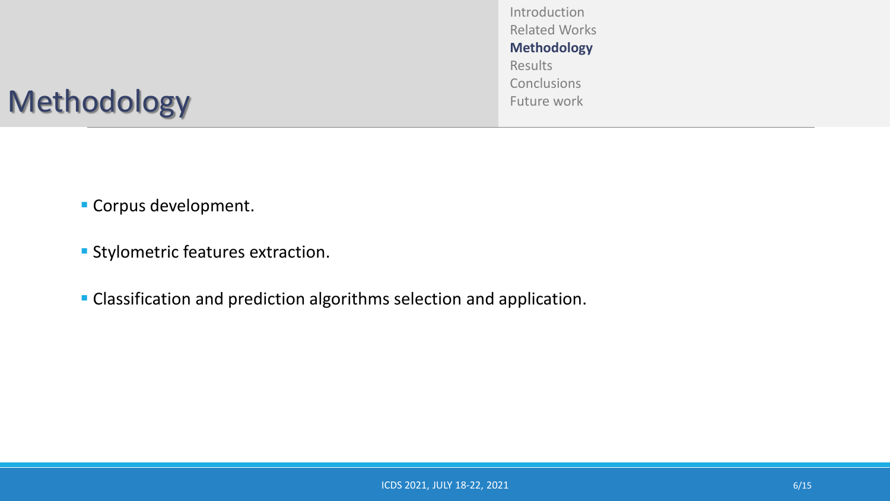# Methodology

- Corpus development.
- Stylometric features extraction.
- Classification and prediction algorithms selection and application.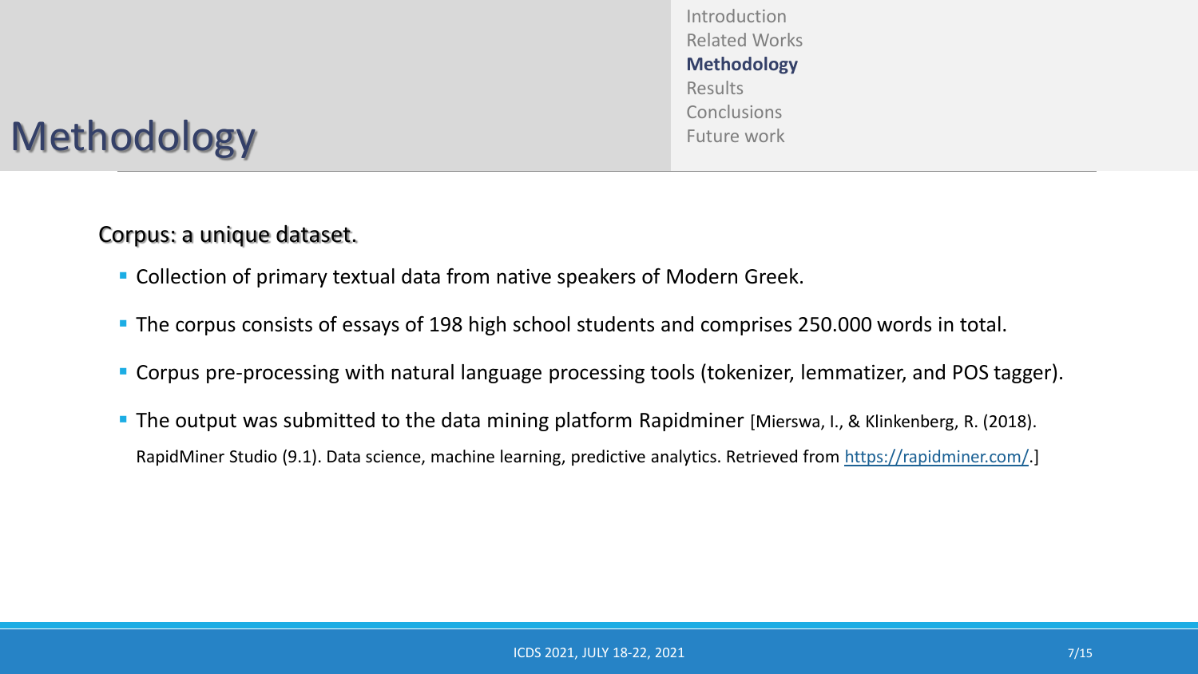# Methodology

Corpus: a unique dataset.

- Collection of primary textual data from native speakers of Modern Greek.
- The corpus consists of essays of 198 high school students and comprises 250.000 words in total.
- Corpus pre-processing with natural language processing tools (tokenizer, lemmatizer, and POS tagger).
- The output was submitted to the data mining platform Rapidminer [Mierswa, I., & Klinkenberg, R. (2018). RapidMiner Studio (9.1). Data science, machine learning, predictive analytics. Retrieved from https://rapidminer.com/.]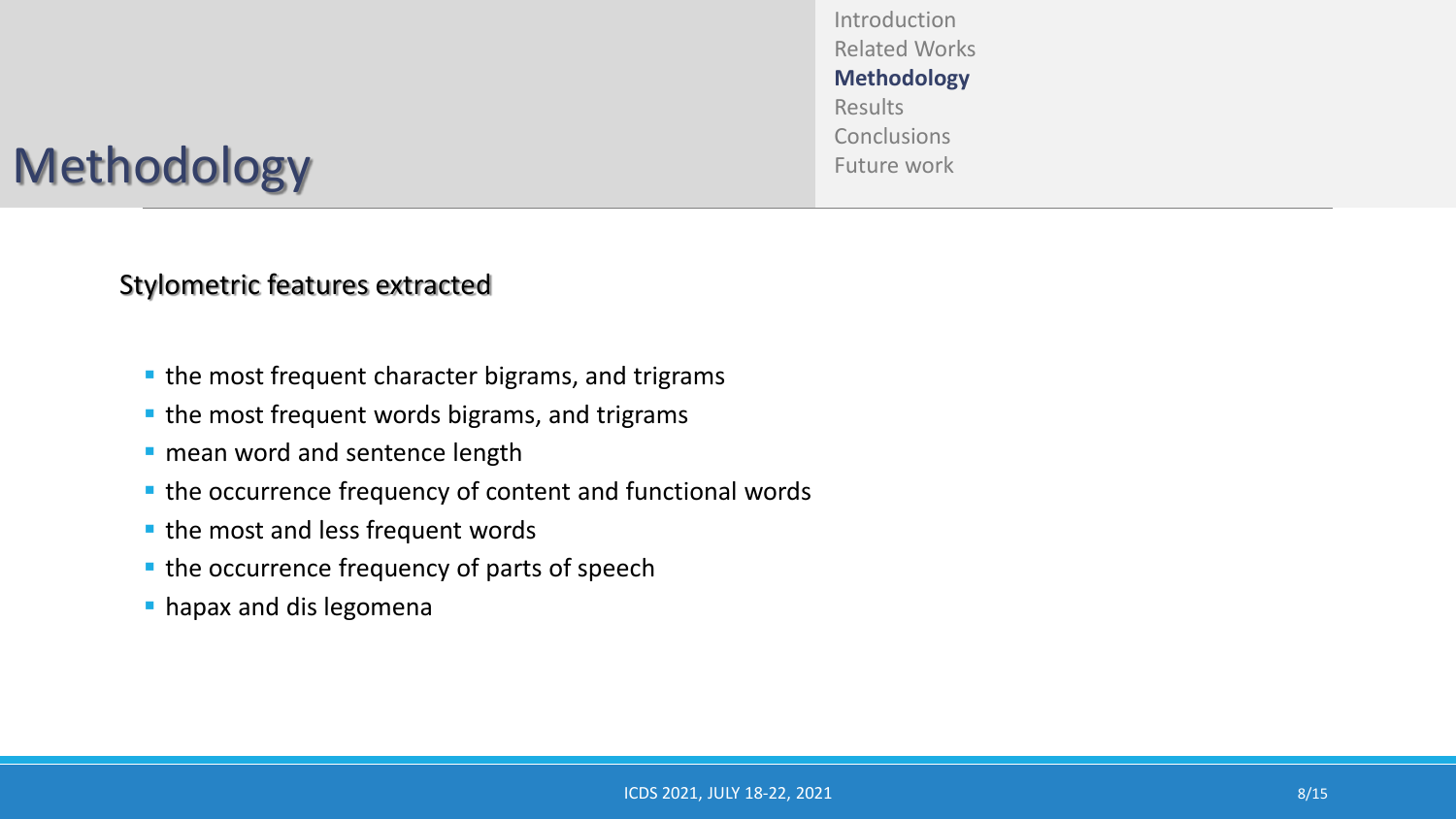# Methodology

## Stylometric features extracted

- the most frequent character bigrams, and trigrams
- the most frequent words bigrams, and trigrams
- mean word and sentence length
- the occurrence frequency of content and functional words
- the most and less frequent words
- the occurrence frequency of parts of speech
- hapax and dis legomena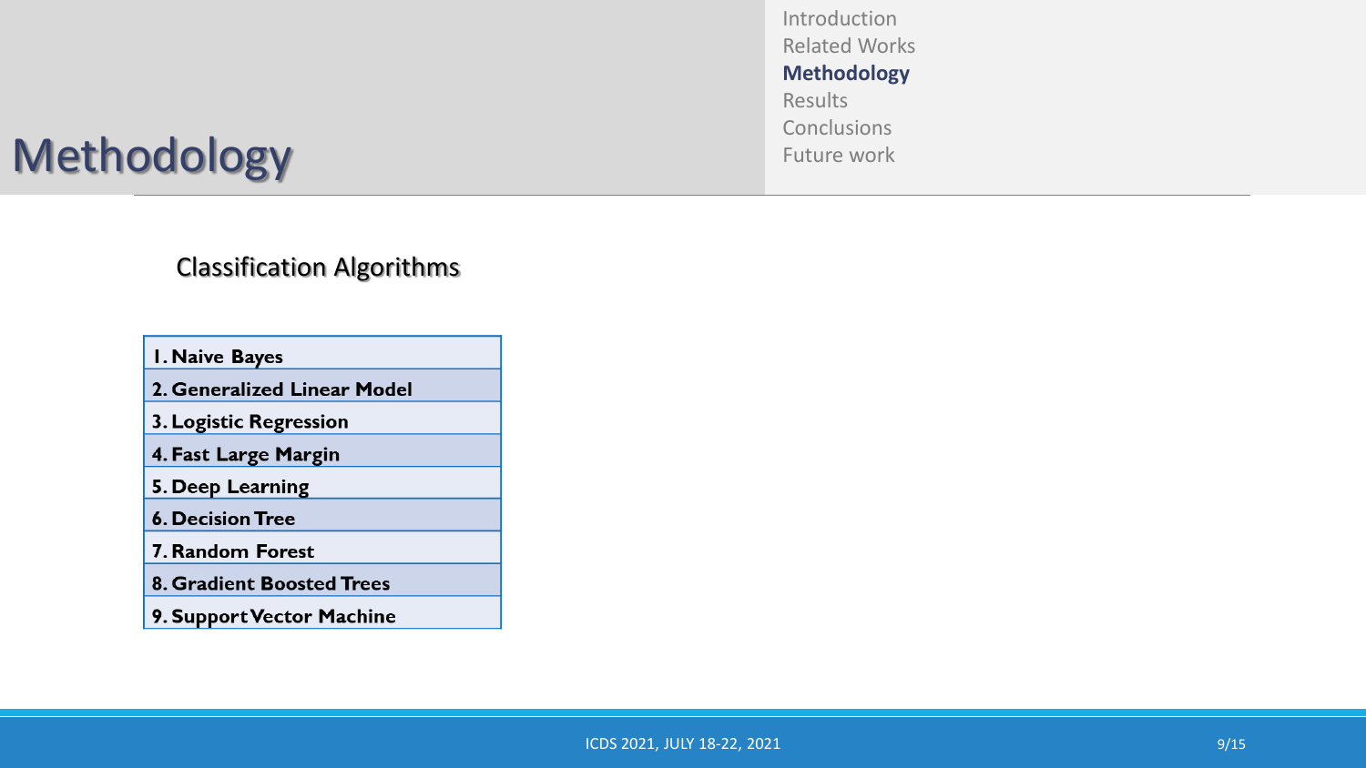# Methodology

## Classification Algorithms

| 1. Naive Bayes |
|---|
| 2. Generalized Linear Model |
| 3. Logistic Regression |
| 4. Fast Large Margin |
| 5. Deep Learning |
| 6. Decision Tree |
| 7. Random Forest |
| 8. Gradient Boosted Trees |
| 9. Support Vector Machine |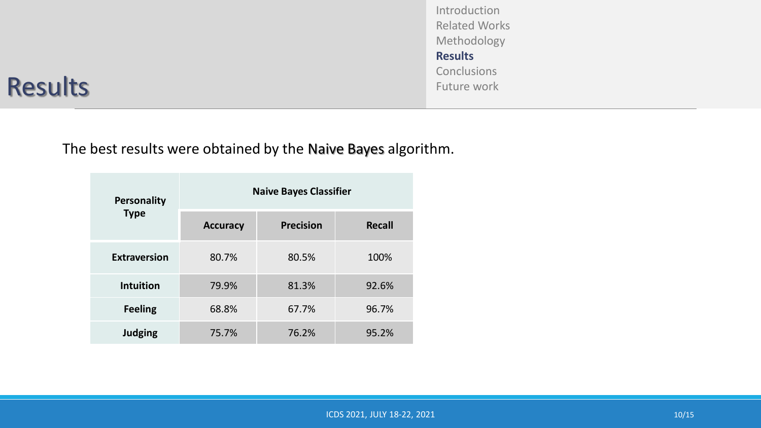# Results

The best results were obtained by the Naive Bayes algorithm.

| Personality Type | Naive Bayes Classifier | | |
|---|---|---|---|
| | **Accuracy** | **Precision** | **Recall** |
| **Extraversion** | 80.7% | 80.5% | 100% |
| **Intuition** | 79.9% | 81.3% | 92.6% |
| **Feeling** | 68.8% | 67.7% | 96.7% |
| **Judging** | 75.7% | 76.2% | 95.2% |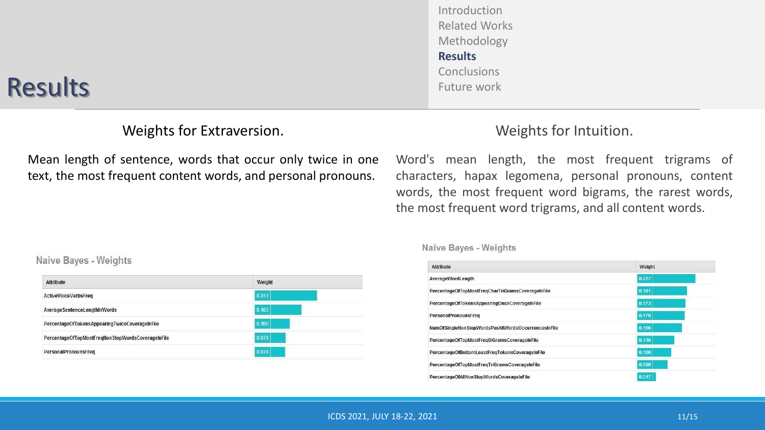# Results

## Weights for Extraversion.

Mean length of sentence, words that occur only twice in one text, the most frequent content words, and personal pronouns.

Naive Bayes - Weights

| Attribute | Weight |
|---|---|
| ActiveVoiceVerbsFreq | 0.243 |
| AverageSentenceLengthInWords | 0.163 |
| PercentageOfTokensAppearingTwiceCoverageInFile | 0.100 |
| PercentageOfTopMostFreqNonStopWordsCoverageInFile | 0.079 |
| PersonalPronounsFreq | 0.078 |

## Weights for Intuition.

Word's mean length, the most frequent trigrams of characters, hapax legomena, personal pronouns, content words, the most frequent word bigrams, the rarest words, the most frequent word trigrams, and all content words.

Naive Bayes - Weights

| Attribute | Weight |
|---|---|
| AverageWordLength | 0.227 |
| PercentageOfTopMostFreqCharTriGramsCoverageInFile | 0.181 |
| PercentageOfTokensAppearingOnceCoverageInFile | 0.173 |
| PersonalPronounsFreq | 0.170 |
| NumOfSingleNonStopWordsPerAllWordsOccurrencesInFile | 0.156 |
| PercentageOfTopMostFreqBiGramsCoverageInFile | 0.116 |
| PercentageOfBottomLeastFreqTokensCoverageInFile | 0.100 |
| PercentageOfTopMostFreqTriGramsCoverageInFile | 0.080 |
| PercentageOfAllNonStopWordsCoverageInFile | 0.017 |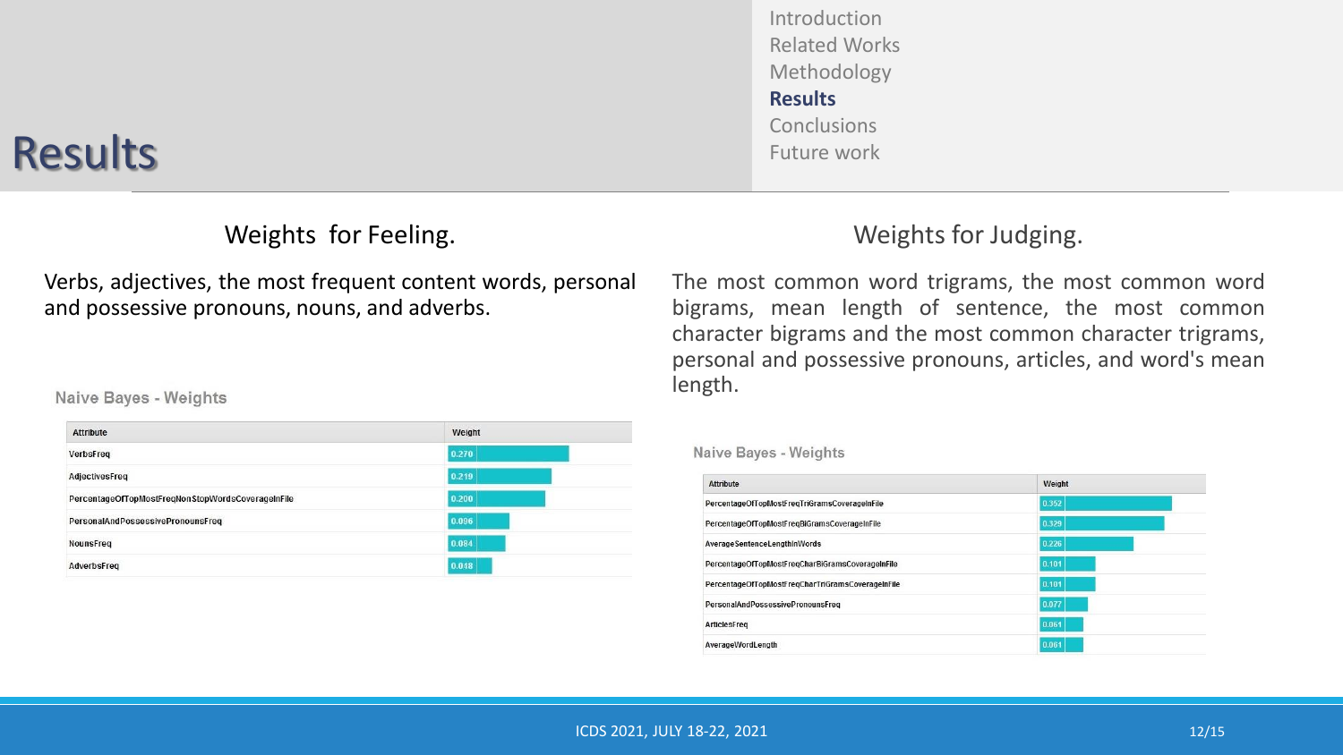# Results

## Weights for Feeling.

Verbs, adjectives, the most frequent content words, personal and possessive pronouns, nouns, and adverbs.

**Naive Bayes - Weights**

| Attribute | Weight |
|---|---|
| VerbsFreq | 0.270 |
| AdjectivesFreq | 0.219 |
| PercentageOfTopMostFreqNonStopWordsCoverageInFile | 0.200 |
| PersonalAndPossessivePronounsFreq | 0.006 |
| NounsFreq | 0.084 |
| AdverbsFreq | 0.018 |

## Weights for Judging.

The most common word trigrams, the most common word bigrams, mean length of sentence, the most common character bigrams and the most common character trigrams, personal and possessive pronouns, articles, and word's mean length.

**Naive Bayes - Weights**

| Attribute | Weight |
|---|---|
| PercentageOfTopMostFreqTriGramsCoverageInFile | 0.352 |
| PercentageOfTopMostFreqBiGramsCoverageInFile | 0.329 |
| AverageSentenceLengthInWords | 0.226 |
| PercentageOfTopMostFreqCharBiGramsCoverageInFile | 0.101 |
| PercentageOfTopMostFreqCharTriGramsCoverageInFile | 0.101 |
| PersonalAndPossessivePronounsFreq | 0.077 |
| ArticlesFreq | 0.061 |
| AverageWordLength | 0.061 |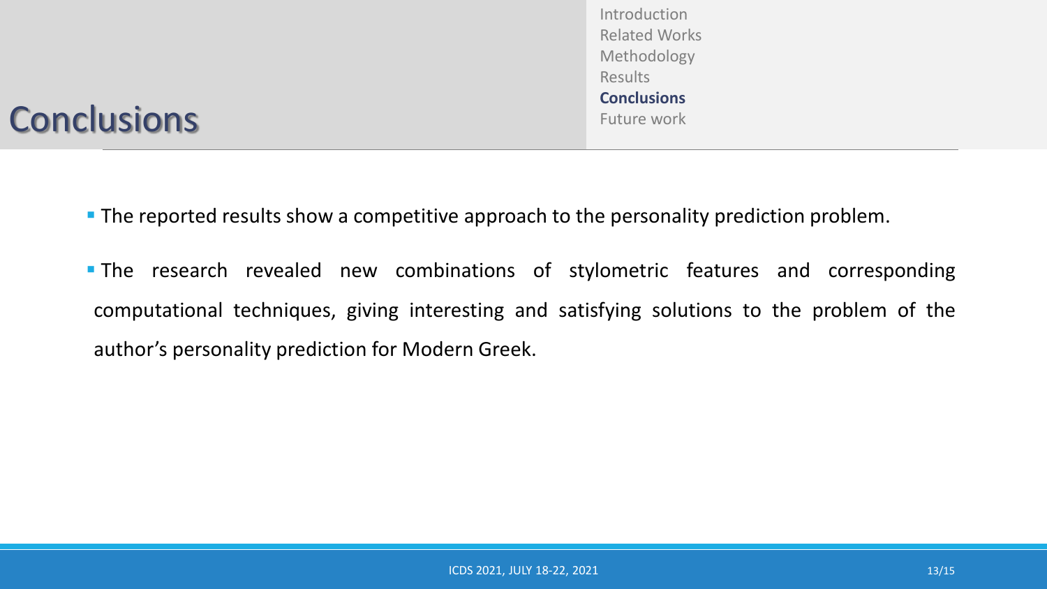# Conclusions

- The reported results show a competitive approach to the personality prediction problem.
- The research revealed new combinations of stylometric features and corresponding computational techniques, giving interesting and satisfying solutions to the problem of the author's personality prediction for Modern Greek.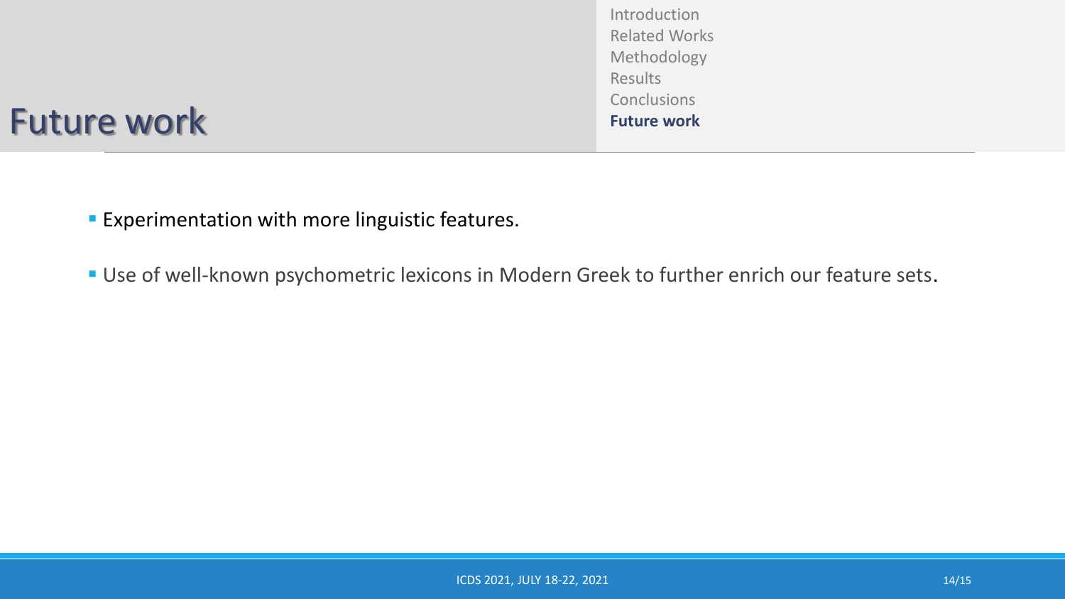# Future work

- Experimentation with more linguistic features.
- Use of well-known psychometric lexicons in Modern Greek to further enrich our feature sets.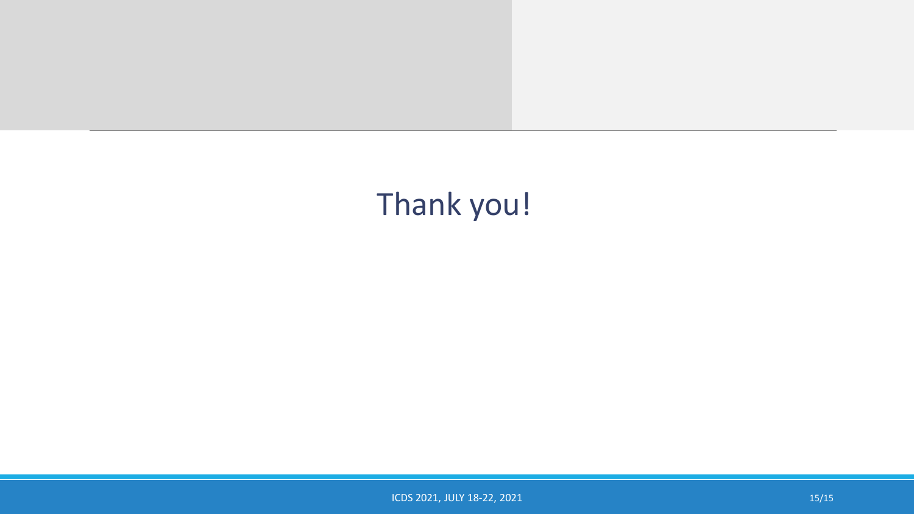# Thank you!